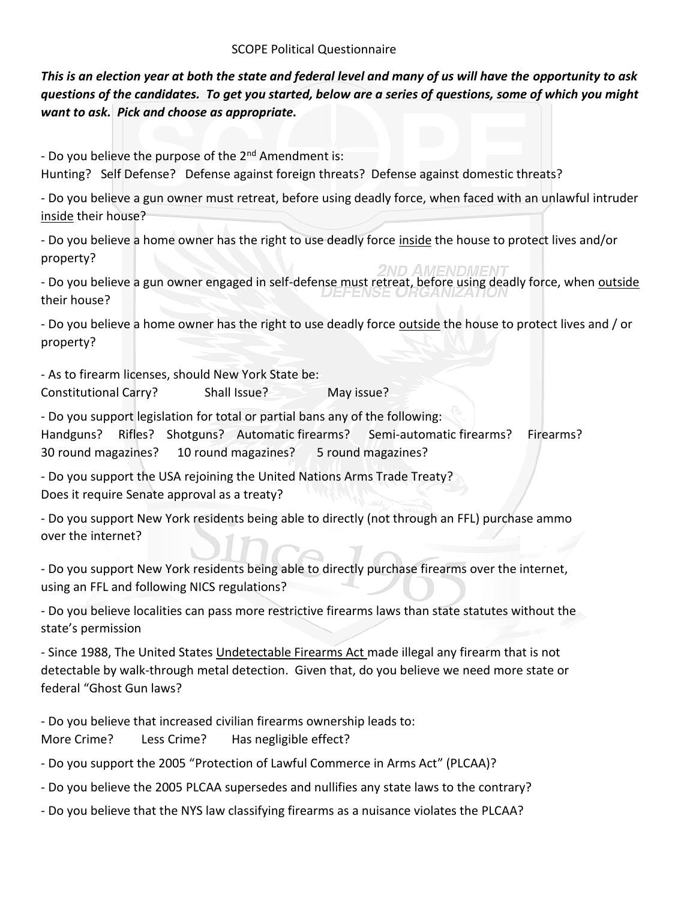SCOPE Political Questionnaire

***This is an election year at both the state and federal level and many of us will have the opportunity to ask questions of the candidates. To get you started, below are a series of questions, some of which you might want to ask. Pick and choose as appropriate.***

- Do you believe the purpose of the 2nd Amendment is:
Hunting? Self Defense? Defense against foreign threats? Defense against domestic threats?

- Do you believe a gun owner must retreat, before using deadly force, when faced with an unlawful intruder <u>inside</u> their house?

- Do you believe a home owner has the right to use deadly force <u>inside</u> the house to protect lives and/or property?

- Do you believe a gun owner engaged in self-defense must retreat, before using deadly force, when <u>outside</u> their house?

- Do you believe a home owner has the right to use deadly force <u>outside</u> the house to protect lives and / or property?

- As to firearm licenses, should New York State be:
Constitutional Carry? Shall Issue? May issue?

- Do you support legislation for total or partial bans any of the following:
Handguns? Rifles? Shotguns? Automatic firearms? Semi-automatic firearms? Firearms?
30 round magazines? 10 round magazines? 5 round magazines?

- Do you support the USA rejoining the United Nations Arms Trade Treaty?
Does it require Senate approval as a treaty?

- Do you support New York residents being able to directly (not through an FFL) purchase ammo over the internet?

- Do you support New York residents being able to directly purchase firearms over the internet, using an FFL and following NICS regulations?

- Do you believe localities can pass more restrictive firearms laws than state statutes without the state's permission

- Since 1988, The United States <u>Undetectable Firearms Act</u> made illegal any firearm that is not detectable by walk-through metal detection. Given that, do you believe we need more state or federal "Ghost Gun laws?

- Do you believe that increased civilian firearms ownership leads to:
More Crime? Less Crime? Has negligible effect?

- Do you support the 2005 "Protection of Lawful Commerce in Arms Act" (PLCAA)?

- Do you believe the 2005 PLCAA supersedes and nullifies any state laws to the contrary?

- Do you believe that the NYS law classifying firearms as a nuisance violates the PLCAA?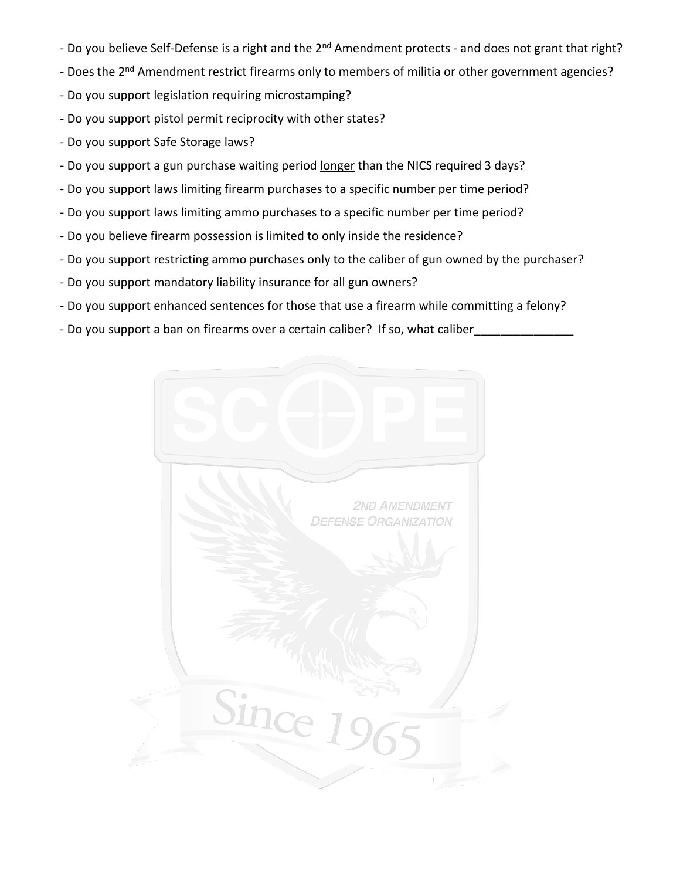- Do you believe Self-Defense is a right and the 2nd Amendment protects - and does not grant that right?
- Does the 2nd Amendment restrict firearms only to members of militia or other government agencies?
- Do you support legislation requiring microstamping?
- Do you support pistol permit reciprocity with other states?
- Do you support Safe Storage laws?
- Do you support a gun purchase waiting period <u>longer</u> than the NICS required 3 days?
- Do you support laws limiting firearm purchases to a specific number per time period?
- Do you support laws limiting ammo purchases to a specific number per time period?
- Do you believe firearm possession is limited to only inside the residence?
- Do you support restricting ammo purchases only to the caliber of gun owned by the purchaser?
- Do you support mandatory liability insurance for all gun owners?
- Do you support enhanced sentences for those that use a firearm while committing a felony?
- Do you support a ban on firearms over a certain caliber? If so, what caliber_______________

SCOPE

2ND AMENDMENT DEFENSE ORGANIZATION

Since 1965